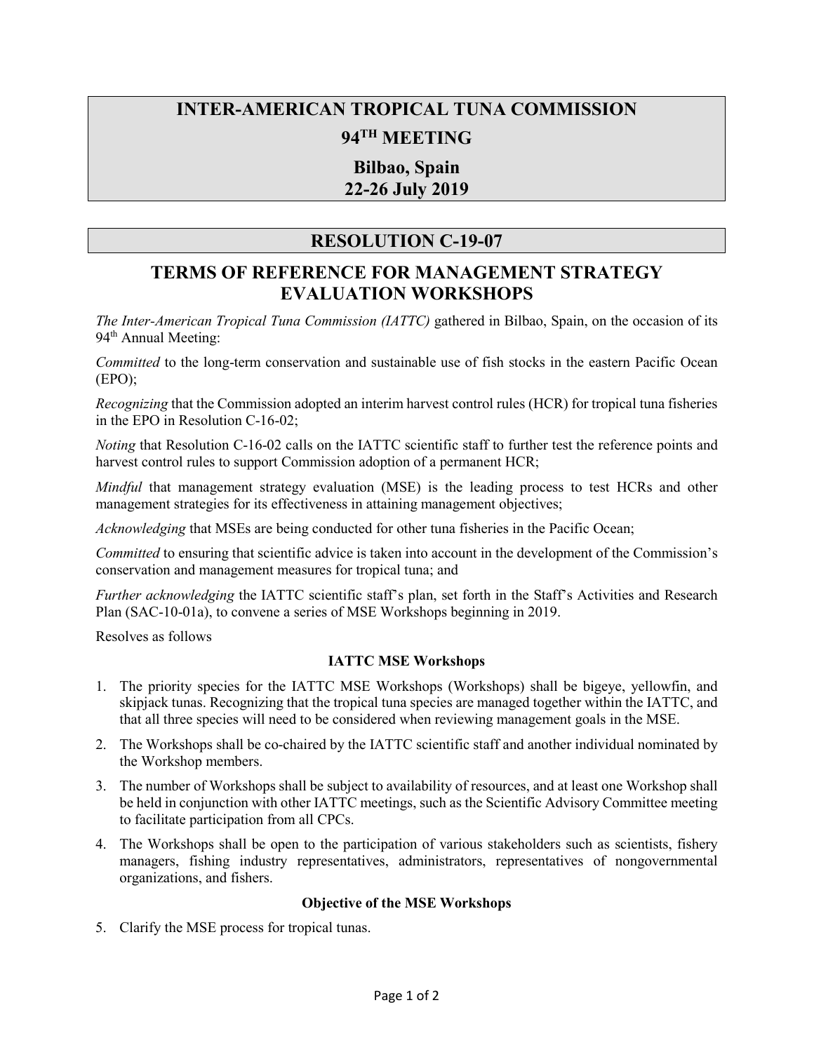# INTER-AMERICAN TROPICAL TUNA COMMISSION

## 94TH MEETING

## Bilbao, Spain
## 22-26 July 2019

# RESOLUTION C-19-07

# TERMS OF REFERENCE FOR MANAGEMENT STRATEGY EVALUATION WORKSHOPS

*The Inter-American Tropical Tuna Commission (IATTC)* gathered in Bilbao, Spain, on the occasion of its 94th Annual Meeting:

*Committed* to the long-term conservation and sustainable use of fish stocks in the eastern Pacific Ocean (EPO);

*Recognizing* that the Commission adopted an interim harvest control rules (HCR) for tropical tuna fisheries in the EPO in Resolution C-16-02;

*Noting* that Resolution C-16-02 calls on the IATTC scientific staff to further test the reference points and harvest control rules to support Commission adoption of a permanent HCR;

*Mindful* that management strategy evaluation (MSE) is the leading process to test HCRs and other management strategies for its effectiveness in attaining management objectives;

*Acknowledging* that MSEs are being conducted for other tuna fisheries in the Pacific Ocean;

*Committed* to ensuring that scientific advice is taken into account in the development of the Commission's conservation and management measures for tropical tuna; and

*Further acknowledging* the IATTC scientific staff's plan, set forth in the Staff's Activities and Research Plan (SAC-10-01a), to convene a series of MSE Workshops beginning in 2019.

Resolves as follows

**IATTC MSE Workshops**

1. The priority species for the IATTC MSE Workshops (Workshops) shall be bigeye, yellowfin, and skipjack tunas. Recognizing that the tropical tuna species are managed together within the IATTC, and that all three species will need to be considered when reviewing management goals in the MSE.
2. The Workshops shall be co-chaired by the IATTC scientific staff and another individual nominated by the Workshop members.
3. The number of Workshops shall be subject to availability of resources, and at least one Workshop shall be held in conjunction with other IATTC meetings, such as the Scientific Advisory Committee meeting to facilitate participation from all CPCs.
4. The Workshops shall be open to the participation of various stakeholders such as scientists, fishery managers, fishing industry representatives, administrators, representatives of nongovernmental organizations, and fishers.

**Objective of the MSE Workshops**

5. Clarify the MSE process for tropical tunas.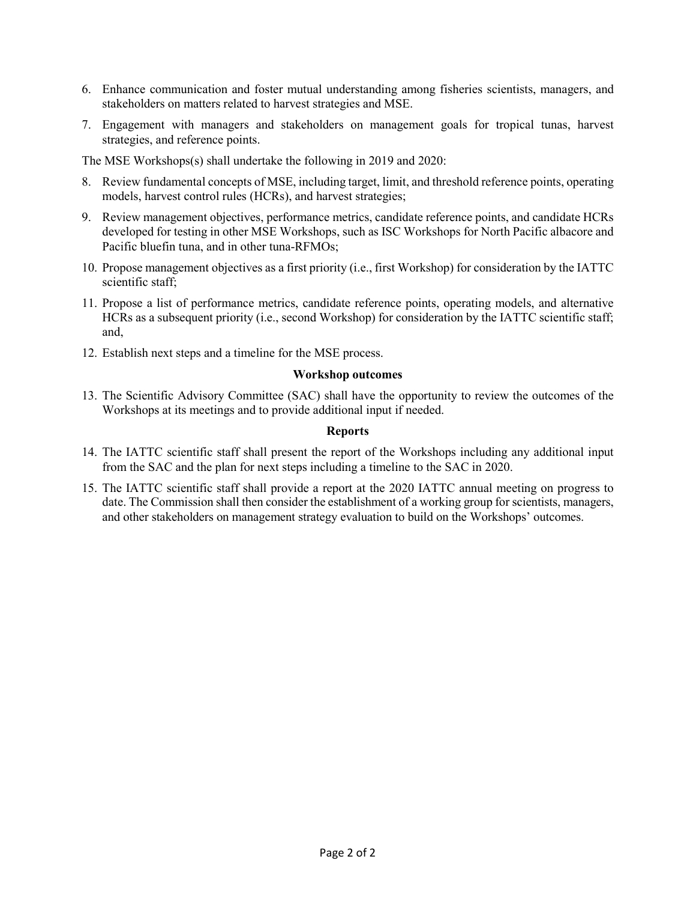6. Enhance communication and foster mutual understanding among fisheries scientists, managers, and stakeholders on matters related to harvest strategies and MSE.
7. Engagement with managers and stakeholders on management goals for tropical tunas, harvest strategies, and reference points.

The MSE Workshops(s) shall undertake the following in 2019 and 2020:

8. Review fundamental concepts of MSE, including target, limit, and threshold reference points, operating models, harvest control rules (HCRs), and harvest strategies;
9. Review management objectives, performance metrics, candidate reference points, and candidate HCRs developed for testing in other MSE Workshops, such as ISC Workshops for North Pacific albacore and Pacific bluefin tuna, and in other tuna-RFMOs;
10. Propose management objectives as a first priority (i.e., first Workshop) for consideration by the IATTC scientific staff;
11. Propose a list of performance metrics, candidate reference points, operating models, and alternative HCRs as a subsequent priority (i.e., second Workshop) for consideration by the IATTC scientific staff; and,
12. Establish next steps and a timeline for the MSE process.

**Workshop outcomes**

13. The Scientific Advisory Committee (SAC) shall have the opportunity to review the outcomes of the Workshops at its meetings and to provide additional input if needed.

**Reports**

14. The IATTC scientific staff shall present the report of the Workshops including any additional input from the SAC and the plan for next steps including a timeline to the SAC in 2020.
15. The IATTC scientific staff shall provide a report at the 2020 IATTC annual meeting on progress to date. The Commission shall then consider the establishment of a working group for scientists, managers, and other stakeholders on management strategy evaluation to build on the Workshops' outcomes.